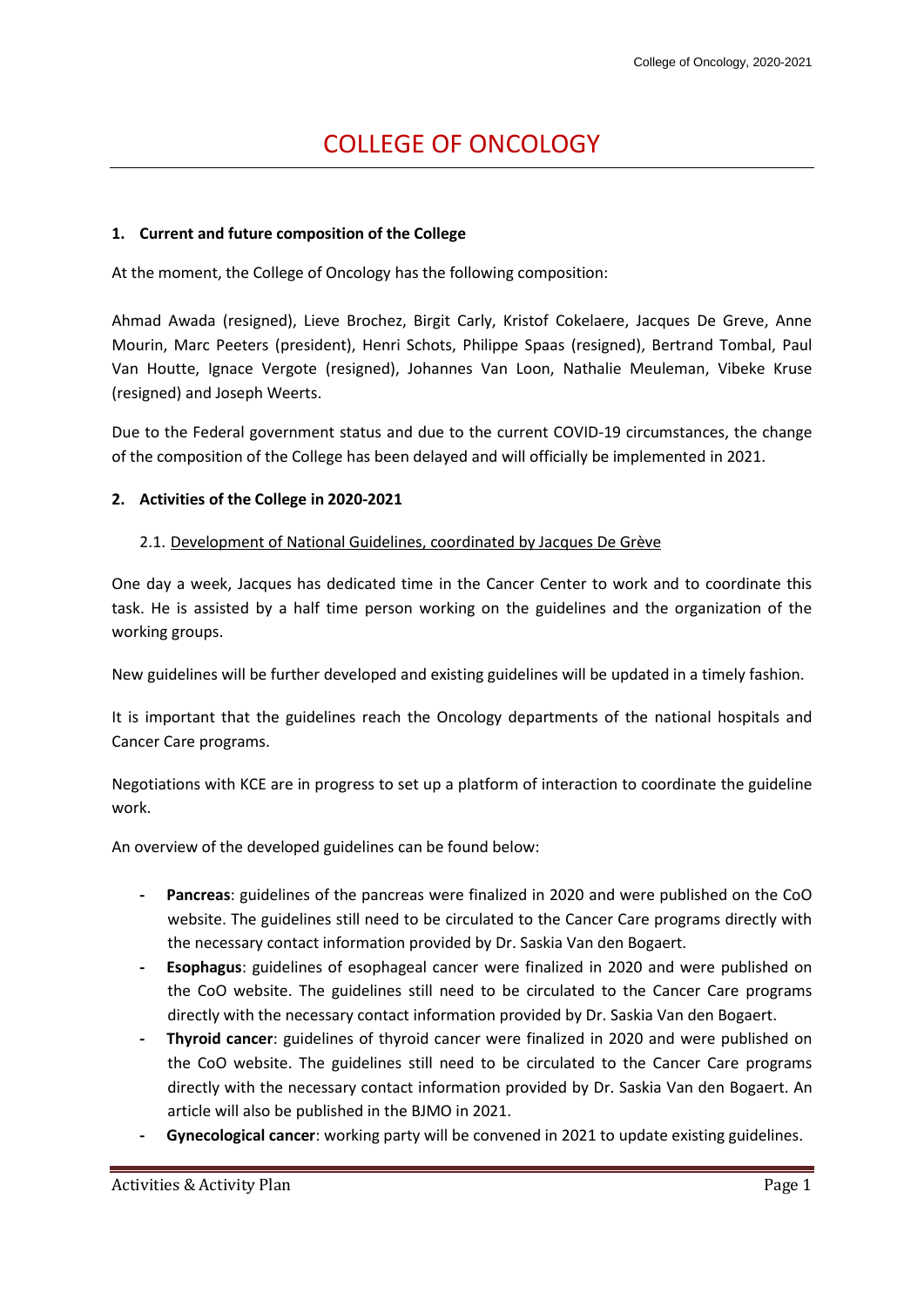# COLLEGE OF ONCOLOGY

## 1. Current and future composition of the College

At the moment, the College of Oncology has the following composition:

Ahmad Awada (resigned), Lieve Brochez, Birgit Carly, Kristof Cokelaere, Jacques De Greve, Anne Mourin, Marc Peeters (president), Henri Schots, Philippe Spaas (resigned), Bertrand Tombal, Paul Van Houtte, Ignace Vergote (resigned), Johannes Van Loon, Nathalie Meuleman, Vibeke Kruse (resigned) and Joseph Weerts.

Due to the Federal government status and due to the current COVID-19 circumstances, the change of the composition of the College has been delayed and will officially be implemented in 2021.

## 2. Activities of the College in 2020-2021

### 2.1. Development of National Guidelines, coordinated by Jacques De Grève

One day a week, Jacques has dedicated time in the Cancer Center to work and to coordinate this task. He is assisted by a half time person working on the guidelines and the organization of the working groups.

New guidelines will be further developed and existing guidelines will be updated in a timely fashion.

It is important that the guidelines reach the Oncology departments of the national hospitals and Cancer Care programs.

Negotiations with KCE are in progress to set up a platform of interaction to coordinate the guideline work.

An overview of the developed guidelines can be found below:

- **Pancreas**: guidelines of the pancreas were finalized in 2020 and were published on the CoO website. The guidelines still need to be circulated to the Cancer Care programs directly with the necessary contact information provided by Dr. Saskia Van den Bogaert.
- **Esophagus**: guidelines of esophageal cancer were finalized in 2020 and were published on the CoO website. The guidelines still need to be circulated to the Cancer Care programs directly with the necessary contact information provided by Dr. Saskia Van den Bogaert.
- **Thyroid cancer**: guidelines of thyroid cancer were finalized in 2020 and were published on the CoO website. The guidelines still need to be circulated to the Cancer Care programs directly with the necessary contact information provided by Dr. Saskia Van den Bogaert. An article will also be published in the BJMO in 2021.
- **Gynecological cancer**: working party will be convened in 2021 to update existing guidelines.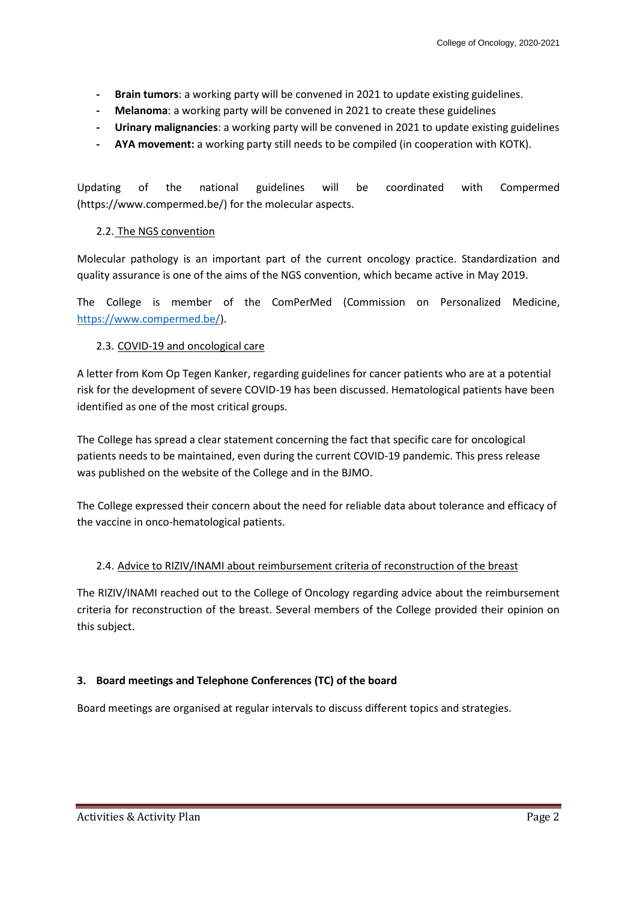- **Brain tumors**: a working party will be convened in 2021 to update existing guidelines.
- **Melanoma**: a working party will be convened in 2021 to create these guidelines
- **Urinary malignancies**: a working party will be convened in 2021 to update existing guidelines
- **AYA movement:** a working party still needs to be compiled (in cooperation with KOTK).

Updating of the national guidelines will be coordinated with Compermed (https://www.compermed.be/) for the molecular aspects.

### 2.2. The NGS convention

Molecular pathology is an important part of the current oncology practice. Standardization and quality assurance is one of the aims of the NGS convention, which became active in May 2019.

The College is member of the ComPerMed (Commission on Personalized Medicine, https://www.compermed.be/).

### 2.3. COVID-19 and oncological care

A letter from Kom Op Tegen Kanker, regarding guidelines for cancer patients who are at a potential risk for the development of severe COVID-19 has been discussed. Hematological patients have been identified as one of the most critical groups.

The College has spread a clear statement concerning the fact that specific care for oncological patients needs to be maintained, even during the current COVID-19 pandemic. This press release was published on the website of the College and in the BJMO.

The College expressed their concern about the need for reliable data about tolerance and efficacy of the vaccine in onco-hematological patients.

### 2.4. Advice to RIZIV/INAMI about reimbursement criteria of reconstruction of the breast

The RIZIV/INAMI reached out to the College of Oncology regarding advice about the reimbursement criteria for reconstruction of the breast. Several members of the College provided their opinion on this subject.

## 3. Board meetings and Telephone Conferences (TC) of the board

Board meetings are organised at regular intervals to discuss different topics and strategies.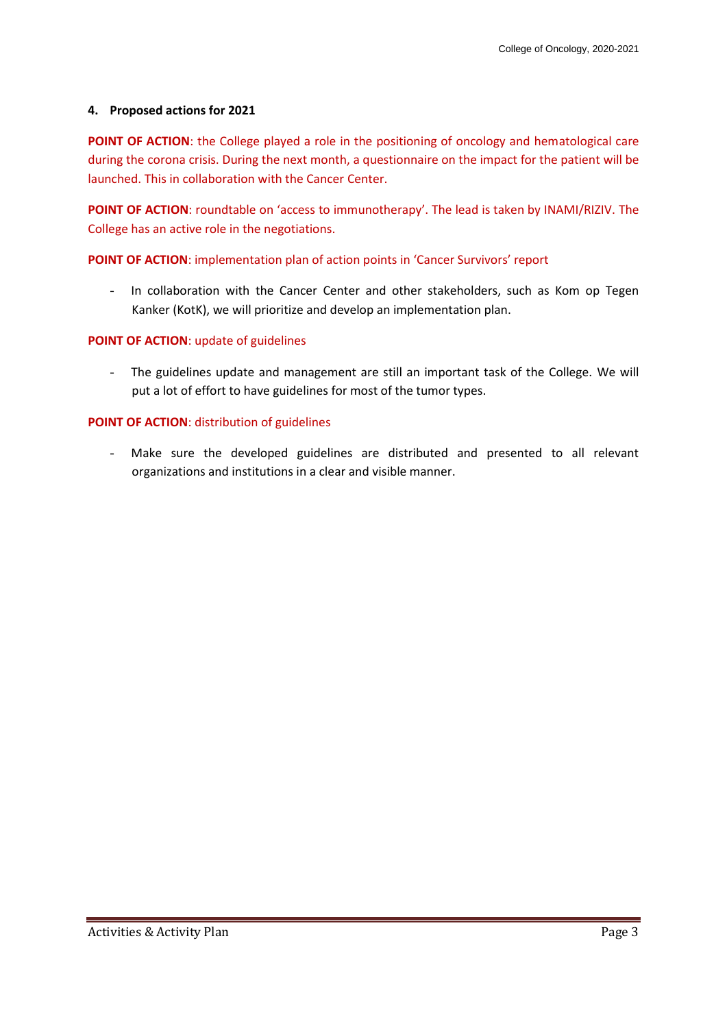## 4. Proposed actions for 2021

**POINT OF ACTION**: the College played a role in the positioning of oncology and hematological care during the corona crisis. During the next month, a questionnaire on the impact for the patient will be launched. This in collaboration with the Cancer Center.

**POINT OF ACTION**: roundtable on 'access to immunotherapy'. The lead is taken by INAMI/RIZIV. The College has an active role in the negotiations.

**POINT OF ACTION**: implementation plan of action points in 'Cancer Survivors' report

- In collaboration with the Cancer Center and other stakeholders, such as Kom op Tegen Kanker (KotK), we will prioritize and develop an implementation plan.

**POINT OF ACTION**: update of guidelines

- The guidelines update and management are still an important task of the College. We will put a lot of effort to have guidelines for most of the tumor types.

**POINT OF ACTION**: distribution of guidelines

- Make sure the developed guidelines are distributed and presented to all relevant organizations and institutions in a clear and visible manner.